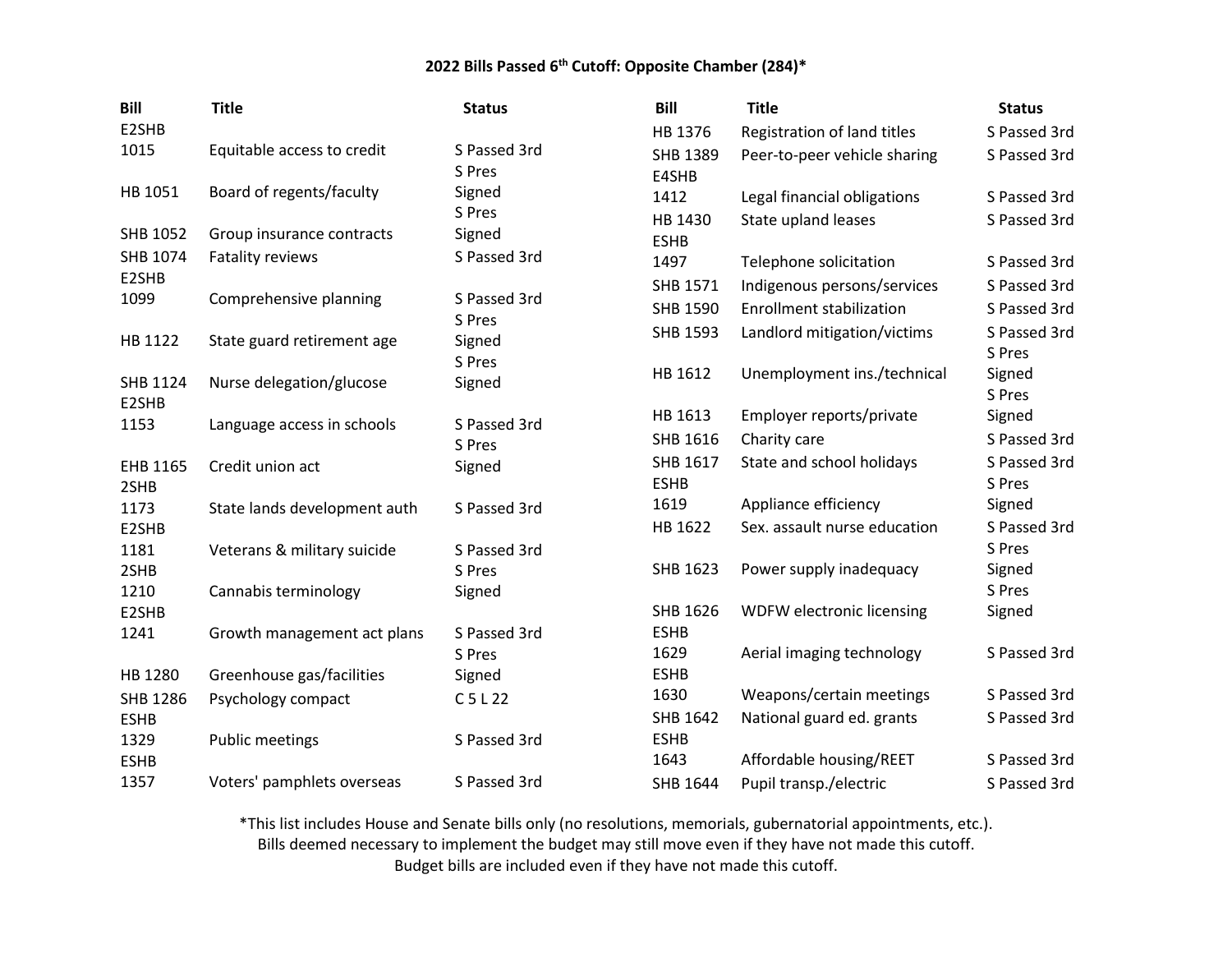# 2022 Bills Passed 6th Cutoff: Opposite Chamber (284)*

| Bill | Title | Status |
|---|---|---|
| E2SHB 1015 | Equitable access to credit | S Passed 3rd |
| HB 1051 | Board of regents/faculty | S Pres Signed |
| SHB 1052 | Group insurance contracts | S Pres Signed |
| SHB 1074 | Fatality reviews | S Passed 3rd |
| E2SHB 1099 | Comprehensive planning | S Passed 3rd |
| HB 1122 | State guard retirement age | S Pres Signed |
| SHB 1124 | Nurse delegation/glucose | S Pres Signed |
| E2SHB 1153 | Language access in schools | S Passed 3rd |
| EHB 1165 | Credit union act | S Pres Signed |
| 2SHB 1173 | State lands development auth | S Passed 3rd |
| E2SHB 1181 | Veterans & military suicide | S Passed 3rd |
| 2SHB 1210 | Cannabis terminology | S Pres Signed |
| E2SHB 1241 | Growth management act plans | S Passed 3rd |
| HB 1280 | Greenhouse gas/facilities | S Pres Signed |
| SHB 1286 | Psychology compact | C 5 L 22 |
| ESHB 1329 | Public meetings | S Passed 3rd |
| ESHB 1357 | Voters' pamphlets overseas | S Passed 3rd |
| HB 1376 | Registration of land titles | S Passed 3rd |
| SHB 1389 | Peer-to-peer vehicle sharing | S Passed 3rd |
| E4SHB 1412 | Legal financial obligations | S Passed 3rd |
| HB 1430 | State upland leases | S Passed 3rd |
| ESHB 1497 | Telephone solicitation | S Passed 3rd |
| SHB 1571 | Indigenous persons/services | S Passed 3rd |
| SHB 1590 | Enrollment stabilization | S Passed 3rd |
| SHB 1593 | Landlord mitigation/victims | S Passed 3rd |
| HB 1612 | Unemployment ins./technical | S Pres Signed |
| HB 1613 | Employer reports/private | S Pres Signed |
| SHB 1616 | Charity care | S Passed 3rd |
| SHB 1617 | State and school holidays | S Passed 3rd |
| ESHB 1619 | Appliance efficiency | S Pres Signed |
| HB 1622 | Sex. assault nurse education | S Passed 3rd |
| SHB 1623 | Power supply inadequacy | S Pres Signed |
| SHB 1626 | WDFW electronic licensing | S Pres Signed |
| ESHB 1629 | Aerial imaging technology | S Passed 3rd |
| ESHB 1630 | Weapons/certain meetings | S Passed 3rd |
| SHB 1642 | National guard ed. grants | S Passed 3rd |
| ESHB 1643 | Affordable housing/REET | S Passed 3rd |
| SHB 1644 | Pupil transp./electric | S Passed 3rd |

*This list includes House and Senate bills only (no resolutions, memorials, gubernatorial appointments, etc.).
Bills deemed necessary to implement the budget may still move even if they have not made this cutoff.
Budget bills are included even if they have not made this cutoff.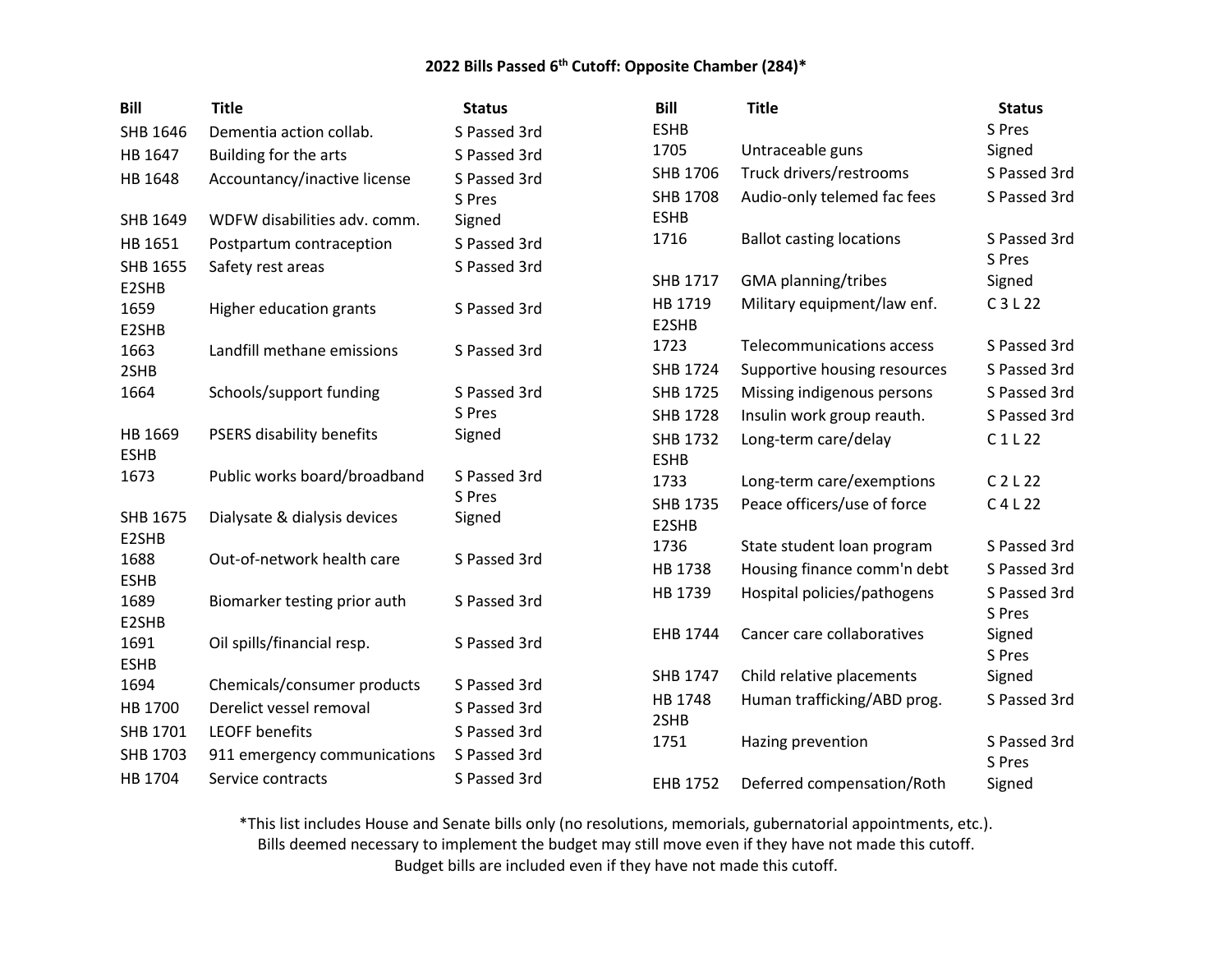### 2022 Bills Passed 6th Cutoff: Opposite Chamber (284)*

| Bill | Title | Status |
|---|---|---|
| SHB 1646 | Dementia action collab. | S Passed 3rd |
| HB 1647 | Building for the arts | S Passed 3rd |
| HB 1648 | Accountancy/inactive license | S Passed 3rd |
| SHB 1649 | WDFW disabilities adv. comm. | S Pres Signed |
| HB 1651 | Postpartum contraception | S Passed 3rd |
| SHB 1655 | Safety rest areas | S Passed 3rd |
| E2SHB 1659 | Higher education grants | S Passed 3rd |
| E2SHB 1663 | Landfill methane emissions | S Passed 3rd |
| 2SHB 1664 | Schools/support funding | S Passed 3rd |
| HB 1669 | PSERS disability benefits | S Pres Signed |
| ESHB 1673 | Public works board/broadband | S Passed 3rd |
| SHB 1675 | Dialysate & dialysis devices | S Pres Signed |
| E2SHB 1688 | Out-of-network health care | S Passed 3rd |
| ESHB 1689 | Biomarker testing prior auth | S Passed 3rd |
| E2SHB 1691 | Oil spills/financial resp. | S Passed 3rd |
| ESHB 1694 | Chemicals/consumer products | S Passed 3rd |
| HB 1700 | Derelict vessel removal | S Passed 3rd |
| SHB 1701 | LEOFF benefits | S Passed 3rd |
| SHB 1703 | 911 emergency communications | S Passed 3rd |
| HB 1704 | Service contracts | S Passed 3rd |
| ESHB 1705 | Untraceable guns | S Pres Signed |
| SHB 1706 | Truck drivers/restrooms | S Passed 3rd |
| SHB 1708 | Audio-only telemed fac fees | S Passed 3rd |
| ESHB 1716 | Ballot casting locations | S Passed 3rd |
| SHB 1717 | GMA planning/tribes | S Pres Signed |
| HB 1719 | Military equipment/law enf. | C 3 L 22 |
| E2SHB 1723 | Telecommunications access | S Passed 3rd |
| SHB 1724 | Supportive housing resources | S Passed 3rd |
| SHB 1725 | Missing indigenous persons | S Passed 3rd |
| SHB 1728 | Insulin work group reauth. | S Passed 3rd |
| SHB 1732 | Long-term care/delay | C 1 L 22 |
| ESHB 1733 | Long-term care/exemptions | C 2 L 22 |
| SHB 1735 | Peace officers/use of force | C 4 L 22 |
| E2SHB 1736 | State student loan program | S Passed 3rd |
| HB 1738 | Housing finance comm'n debt | S Passed 3rd |
| HB 1739 | Hospital policies/pathogens | S Passed 3rd |
| EHB 1744 | Cancer care collaboratives | S Pres Signed |
| SHB 1747 | Child relative placements | S Pres Signed |
| HB 1748 | Human trafficking/ABD prog. | S Passed 3rd |
| 2SHB 1751 | Hazing prevention | S Passed 3rd |
| EHB 1752 | Deferred compensation/Roth | S Pres Signed |

*This list includes House and Senate bills only (no resolutions, memorials, gubernatorial appointments, etc.).
Bills deemed necessary to implement the budget may still move even if they have not made this cutoff.
Budget bills are included even if they have not made this cutoff.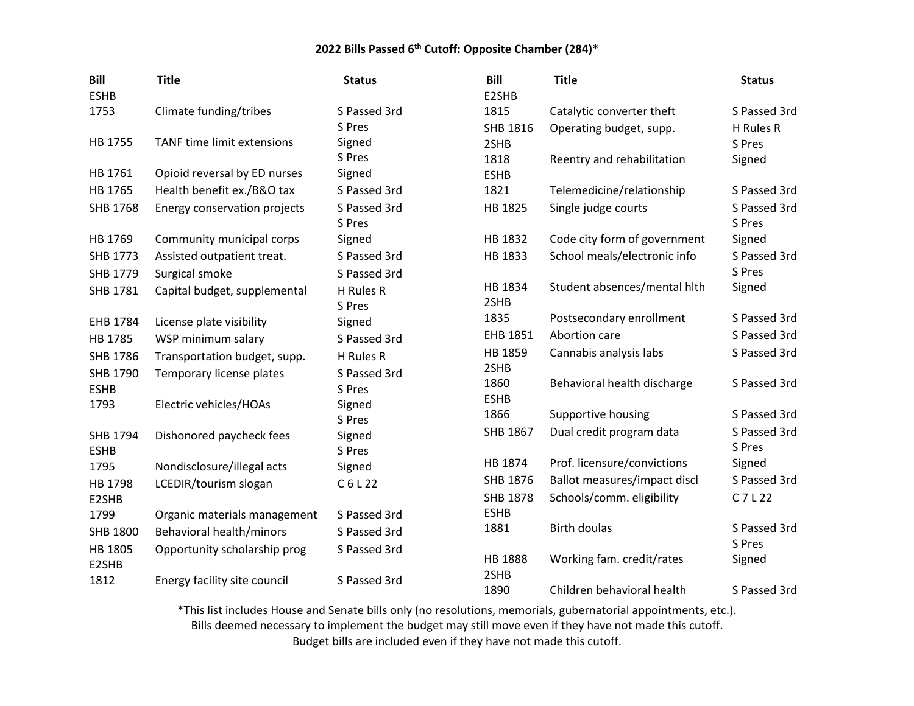**2022 Bills Passed 6th Cutoff: Opposite Chamber (284)***

| Bill | Title | Status |
|---|---|---|
| ESHB 1753 | Climate funding/tribes | S Passed 3rd |
| HB 1755 | TANF time limit extensions | S Pres Signed |
| HB 1761 | Opioid reversal by ED nurses | S Pres Signed |
| HB 1765 | Health benefit ex./B&O tax | S Passed 3rd |
| SHB 1768 | Energy conservation projects | S Passed 3rd |
| HB 1769 | Community municipal corps | S Pres Signed |
| SHB 1773 | Assisted outpatient treat. | S Passed 3rd |
| SHB 1779 | Surgical smoke | S Passed 3rd |
| SHB 1781 | Capital budget, supplemental | H Rules R |
| EHB 1784 | License plate visibility | S Pres Signed |
| HB 1785 | WSP minimum salary | S Passed 3rd |
| SHB 1786 | Transportation budget, supp. | H Rules R |
| SHB 1790 | Temporary license plates | S Passed 3rd |
| ESHB 1793 | Electric vehicles/HOAs | S Pres Signed |
| SHB 1794 | Dishonored paycheck fees | S Pres Signed |
| ESHB 1795 | Nondisclosure/illegal acts | S Pres Signed |
| HB 1798 | LCEDIR/tourism slogan | C 6 L 22 |
| E2SHB 1799 | Organic materials management | S Passed 3rd |
| SHB 1800 | Behavioral health/minors | S Passed 3rd |
| HB 1805 | Opportunity scholarship prog | S Passed 3rd |
| E2SHB 1812 | Energy facility site council | S Passed 3rd |
| E2SHB 1815 | Catalytic converter theft | S Passed 3rd |
| SHB 1816 | Operating budget, supp. | H Rules R |
| 2SHB 1818 | Reentry and rehabilitation | S Pres Signed |
| ESHB 1821 | Telemedicine/relationship | S Passed 3rd |
| HB 1825 | Single judge courts | S Passed 3rd |
| HB 1832 | Code city form of government | S Pres Signed |
| HB 1833 | School meals/electronic info | S Passed 3rd |
| HB 1834 | Student absences/mental hlth | S Pres Signed |
| 2SHB 1835 | Postsecondary enrollment | S Passed 3rd |
| EHB 1851 | Abortion care | S Passed 3rd |
| HB 1859 | Cannabis analysis labs | S Passed 3rd |
| 2SHB 1860 | Behavioral health discharge | S Passed 3rd |
| ESHB 1866 | Supportive housing | S Passed 3rd |
| SHB 1867 | Dual credit program data | S Passed 3rd |
| HB 1874 | Prof. licensure/convictions | S Pres Signed |
| SHB 1876 | Ballot measures/impact discl | S Passed 3rd |
| SHB 1878 | Schools/comm. eligibility | C 7 L 22 |
| ESHB 1881 | Birth doulas | S Passed 3rd |
| HB 1888 | Working fam. credit/rates | S Pres Signed |
| 2SHB 1890 | Children behavioral health | S Passed 3rd |

*This list includes House and Senate bills only (no resolutions, memorials, gubernatorial appointments, etc.).
Bills deemed necessary to implement the budget may still move even if they have not made this cutoff.
Budget bills are included even if they have not made this cutoff.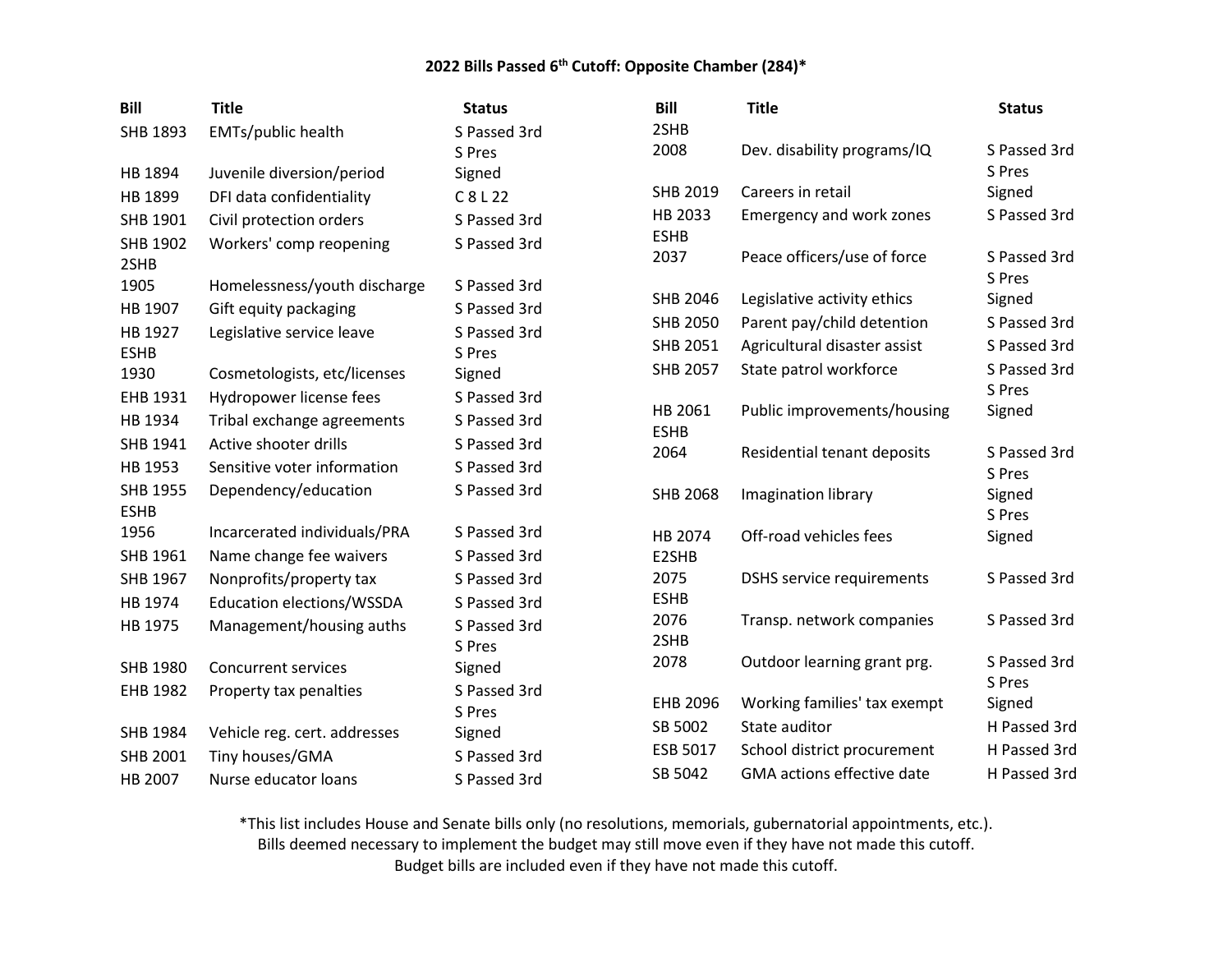**2022 Bills Passed 6th Cutoff: Opposite Chamber (284)***

| Bill | Title | Status |
|---|---|---|
| SHB 1893 | EMTs/public health | S Passed 3rd |
| HB 1894 | Juvenile diversion/period | S Pres Signed |
| HB 1899 | DFI data confidentiality | C 8 L 22 |
| SHB 1901 | Civil protection orders | S Passed 3rd |
| SHB 1902 | Workers' comp reopening | S Passed 3rd |
| 2SHB 1905 | Homelessness/youth discharge | S Passed 3rd |
| HB 1907 | Gift equity packaging | S Passed 3rd |
| HB 1927 | Legislative service leave | S Passed 3rd |
| ESHB 1930 | Cosmetologists, etc/licenses | S Pres Signed |
| EHB 1931 | Hydropower license fees | S Passed 3rd |
| HB 1934 | Tribal exchange agreements | S Passed 3rd |
| SHB 1941 | Active shooter drills | S Passed 3rd |
| HB 1953 | Sensitive voter information | S Passed 3rd |
| SHB 1955 | Dependency/education | S Passed 3rd |
| ESHB 1956 | Incarcerated individuals/PRA | S Passed 3rd |
| SHB 1961 | Name change fee waivers | S Passed 3rd |
| SHB 1967 | Nonprofits/property tax | S Passed 3rd |
| HB 1974 | Education elections/WSSDA | S Passed 3rd |
| HB 1975 | Management/housing auths | S Passed 3rd |
| SHB 1980 | Concurrent services | S Pres Signed |
| EHB 1982 | Property tax penalties | S Passed 3rd |
| SHB 1984 | Vehicle reg. cert. addresses | S Pres Signed |
| SHB 2001 | Tiny houses/GMA | S Passed 3rd |
| HB 2007 | Nurse educator loans | S Passed 3rd |
| 2SHB 2008 | Dev. disability programs/IQ | S Passed 3rd |
| SHB 2019 | Careers in retail | S Pres Signed |
| HB 2033 | Emergency and work zones | S Passed 3rd |
| ESHB 2037 | Peace officers/use of force | S Passed 3rd |
| SHB 2046 | Legislative activity ethics | S Pres Signed |
| SHB 2050 | Parent pay/child detention | S Passed 3rd |
| SHB 2051 | Agricultural disaster assist | S Passed 3rd |
| SHB 2057 | State patrol workforce | S Passed 3rd |
| HB 2061 | Public improvements/housing | S Pres Signed |
| ESHB 2064 | Residential tenant deposits | S Passed 3rd |
| SHB 2068 | Imagination library | S Pres Signed |
| HB 2074 | Off-road vehicles fees | S Pres Signed |
| E2SHB 2075 | DSHS service requirements | S Passed 3rd |
| ESHB 2076 | Transp. network companies | S Passed 3rd |
| 2SHB 2078 | Outdoor learning grant prg. | S Passed 3rd |
| EHB 2096 | Working families' tax exempt | S Pres Signed |
| SB 5002 | State auditor | H Passed 3rd |
| ESB 5017 | School district procurement | H Passed 3rd |
| SB 5042 | GMA actions effective date | H Passed 3rd |

*This list includes House and Senate bills only (no resolutions, memorials, gubernatorial appointments, etc.).
Bills deemed necessary to implement the budget may still move even if they have not made this cutoff.
Budget bills are included even if they have not made this cutoff.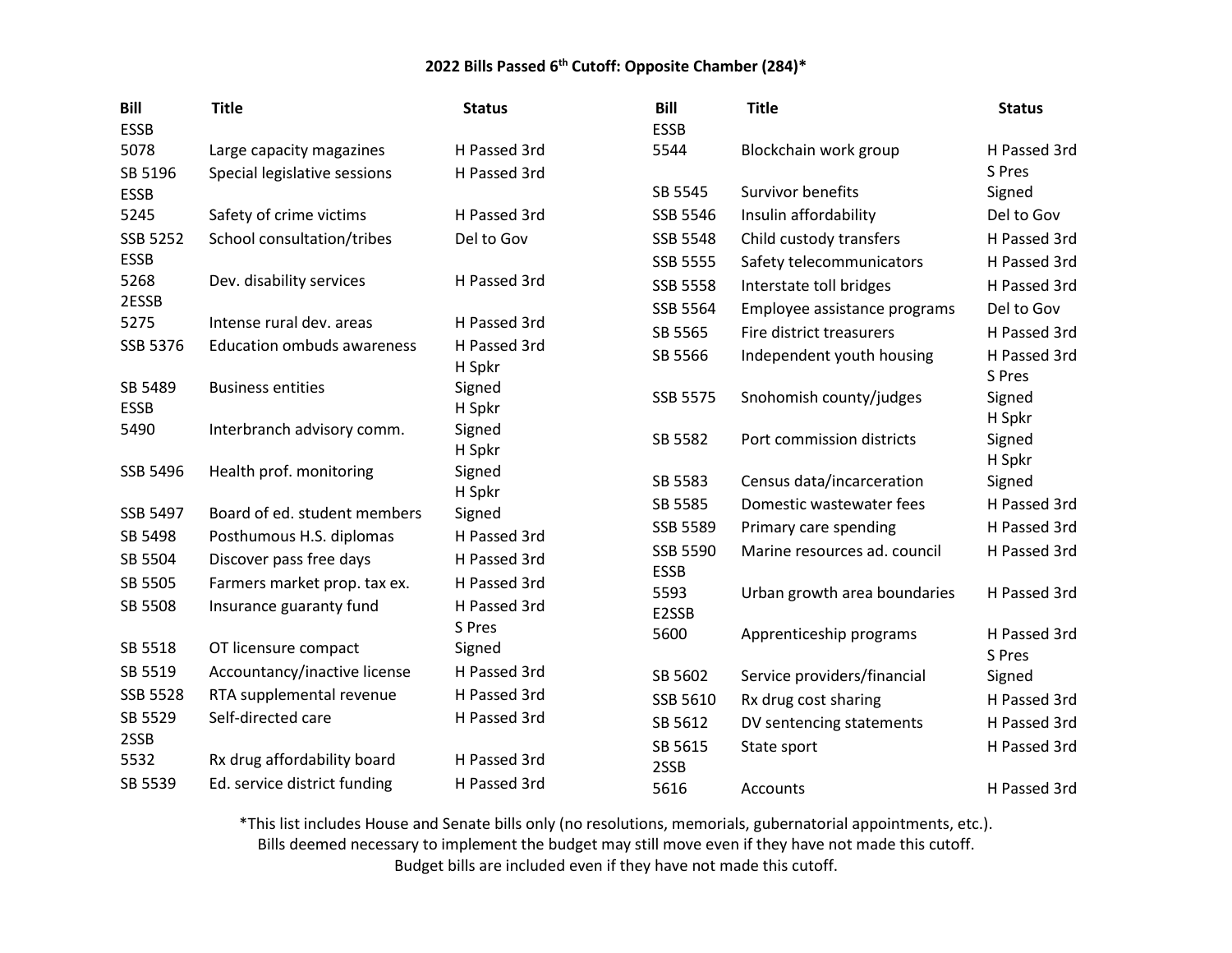**2022 Bills Passed 6th Cutoff: Opposite Chamber (284)***

| Bill | Title | Status |
|---|---|---|
| ESSB 5078 | Large capacity magazines | H Passed 3rd |
| SB 5196 | Special legislative sessions | H Passed 3rd |
| ESSB 5245 | Safety of crime victims | H Passed 3rd |
| SSB 5252 | School consultation/tribes | Del to Gov |
| ESSB 5268 | Dev. disability services | H Passed 3rd |
| 2ESSB 5275 | Intense rural dev. areas | H Passed 3rd |
| SSB 5376 | Education ombuds awareness | H Passed 3rd |
| SB 5489 | Business entities | H Spkr Signed |
| ESSB 5490 | Interbranch advisory comm. | H Spkr Signed |
| SSB 5496 | Health prof. monitoring | H Spkr Signed |
| SSB 5497 | Board of ed. student members | H Spkr Signed |
| SB 5498 | Posthumous H.S. diplomas | H Passed 3rd |
| SB 5504 | Discover pass free days | H Passed 3rd |
| SB 5505 | Farmers market prop. tax ex. | H Passed 3rd |
| SB 5508 | Insurance guaranty fund | H Passed 3rd |
| SB 5518 | OT licensure compact | S Pres Signed |
| SB 5519 | Accountancy/inactive license | H Passed 3rd |
| SSB 5528 | RTA supplemental revenue | H Passed 3rd |
| SB 5529 | Self-directed care | H Passed 3rd |
| 2SSB 5532 | Rx drug affordability board | H Passed 3rd |
| SB 5539 | Ed. service district funding | H Passed 3rd |
| ESSB 5544 | Blockchain work group | H Passed 3rd |
| SB 5545 | Survivor benefits | S Pres Signed |
| SSB 5546 | Insulin affordability | Del to Gov |
| SSB 5548 | Child custody transfers | H Passed 3rd |
| SSB 5555 | Safety telecommunicators | H Passed 3rd |
| SSB 5558 | Interstate toll bridges | H Passed 3rd |
| SSB 5564 | Employee assistance programs | Del to Gov |
| SB 5565 | Fire district treasurers | H Passed 3rd |
| SB 5566 | Independent youth housing | H Passed 3rd |
| SSB 5575 | Snohomish county/judges | S Pres Signed |
| SB 5582 | Port commission districts | H Spkr Signed |
| SB 5583 | Census data/incarceration | H Spkr Signed |
| SB 5585 | Domestic wastewater fees | H Passed 3rd |
| SSB 5589 | Primary care spending | H Passed 3rd |
| SSB 5590 | Marine resources ad. council | H Passed 3rd |
| ESSB 5593 | Urban growth area boundaries | H Passed 3rd |
| E2SSB 5600 | Apprenticeship programs | H Passed 3rd |
| SB 5602 | Service providers/financial | S Pres Signed |
| SSB 5610 | Rx drug cost sharing | H Passed 3rd |
| SB 5612 | DV sentencing statements | H Passed 3rd |
| SB 5615 | State sport | H Passed 3rd |
| 2SSB 5616 | Accounts | H Passed 3rd |

*This list includes House and Senate bills only (no resolutions, memorials, gubernatorial appointments, etc.).
Bills deemed necessary to implement the budget may still move even if they have not made this cutoff.
Budget bills are included even if they have not made this cutoff.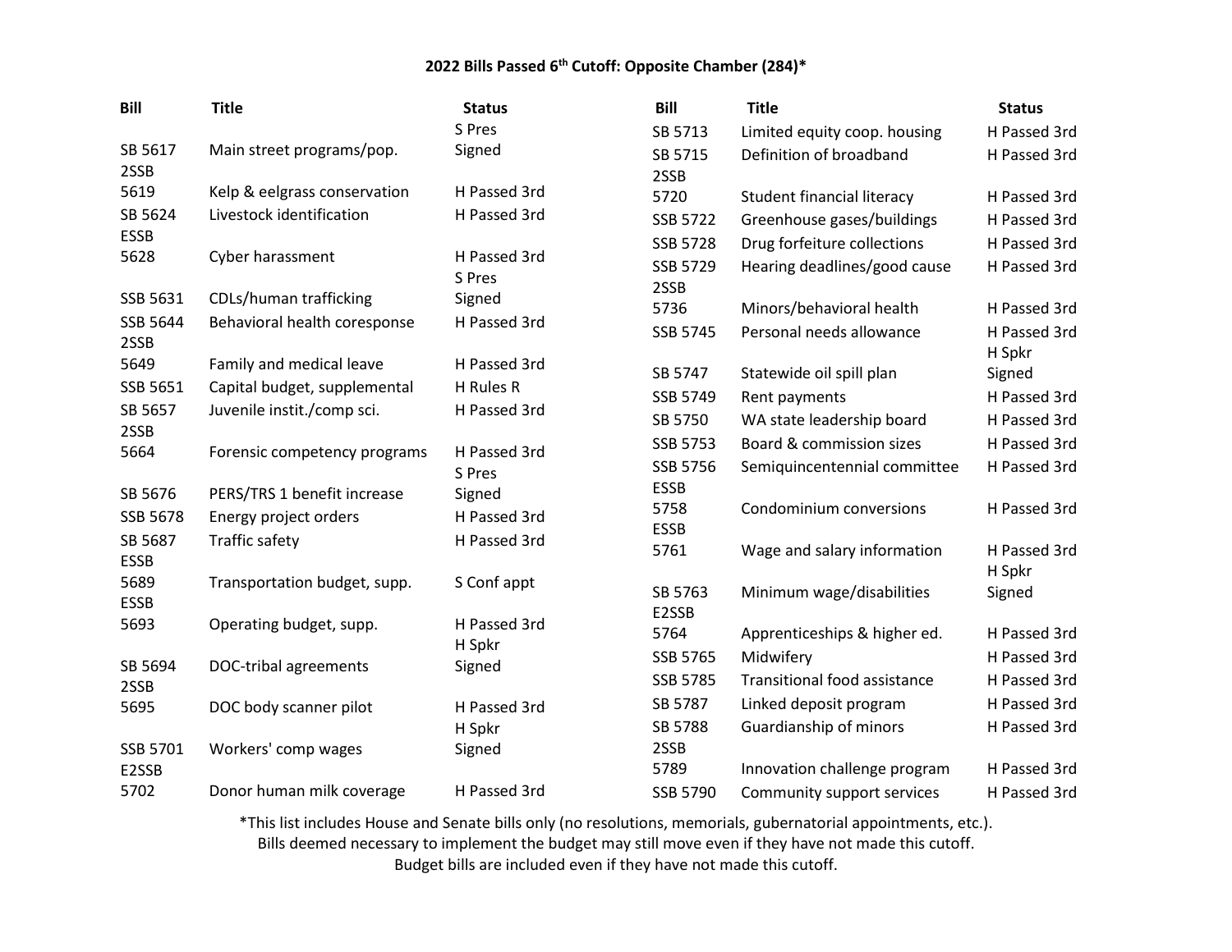**2022 Bills Passed 6th Cutoff: Opposite Chamber (284)***

| Bill | Title | Status |
|---|---|---|
| SB 5617 | Main street programs/pop. | S Pres Signed |
| 2SSB 5619 | Kelp & eelgrass conservation | H Passed 3rd |
| SB 5624 | Livestock identification | H Passed 3rd |
| ESSB 5628 | Cyber harassment | H Passed 3rd |
| SSB 5631 | CDLs/human trafficking | S Pres Signed |
| SSB 5644 | Behavioral health coresponse | H Passed 3rd |
| 2SSB 5649 | Family and medical leave | H Passed 3rd |
| SSB 5651 | Capital budget, supplemental | H Rules R |
| SB 5657 | Juvenile instit./comp sci. | H Passed 3rd |
| 2SSB 5664 | Forensic competency programs | H Passed 3rd |
| SB 5676 | PERS/TRS 1 benefit increase | S Pres Signed |
| SSB 5678 | Energy project orders | H Passed 3rd |
| SB 5687 | Traffic safety | H Passed 3rd |
| ESSB 5689 | Transportation budget, supp. | S Conf appt |
| ESSB 5693 | Operating budget, supp. | H Passed 3rd |
| SB 5694 | DOC-tribal agreements | H Spkr Signed |
| 2SSB 5695 | DOC body scanner pilot | H Passed 3rd |
| SSB 5701 | Workers' comp wages | H Spkr Signed |
| E2SSB 5702 | Donor human milk coverage | H Passed 3rd |
| SB 5713 | Limited equity coop. housing | H Passed 3rd |
| SB 5715 | Definition of broadband | H Passed 3rd |
| 2SSB 5720 | Student financial literacy | H Passed 3rd |
| SSB 5722 | Greenhouse gases/buildings | H Passed 3rd |
| SSB 5728 | Drug forfeiture collections | H Passed 3rd |
| SSB 5729 | Hearing deadlines/good cause | H Passed 3rd |
| 2SSB 5736 | Minors/behavioral health | H Passed 3rd |
| SSB 5745 | Personal needs allowance | H Passed 3rd |
| SB 5747 | Statewide oil spill plan | H Spkr Signed |
| SSB 5749 | Rent payments | H Passed 3rd |
| SB 5750 | WA state leadership board | H Passed 3rd |
| SSB 5753 | Board & commission sizes | H Passed 3rd |
| SSB 5756 | Semiquincentennial committee | H Passed 3rd |
| ESSB 5758 | Condominium conversions | H Passed 3rd |
| ESSB 5761 | Wage and salary information | H Passed 3rd |
| SB 5763 | Minimum wage/disabilities | H Spkr Signed |
| E2SSB 5764 | Apprenticeships & higher ed. | H Passed 3rd |
| SSB 5765 | Midwifery | H Passed 3rd |
| SSB 5785 | Transitional food assistance | H Passed 3rd |
| SB 5787 | Linked deposit program | H Passed 3rd |
| SB 5788 | Guardianship of minors | H Passed 3rd |
| 2SSB 5789 | Innovation challenge program | H Passed 3rd |
| SSB 5790 | Community support services | H Passed 3rd |

*This list includes House and Senate bills only (no resolutions, memorials, gubernatorial appointments, etc.).
Bills deemed necessary to implement the budget may still move even if they have not made this cutoff.
Budget bills are included even if they have not made this cutoff.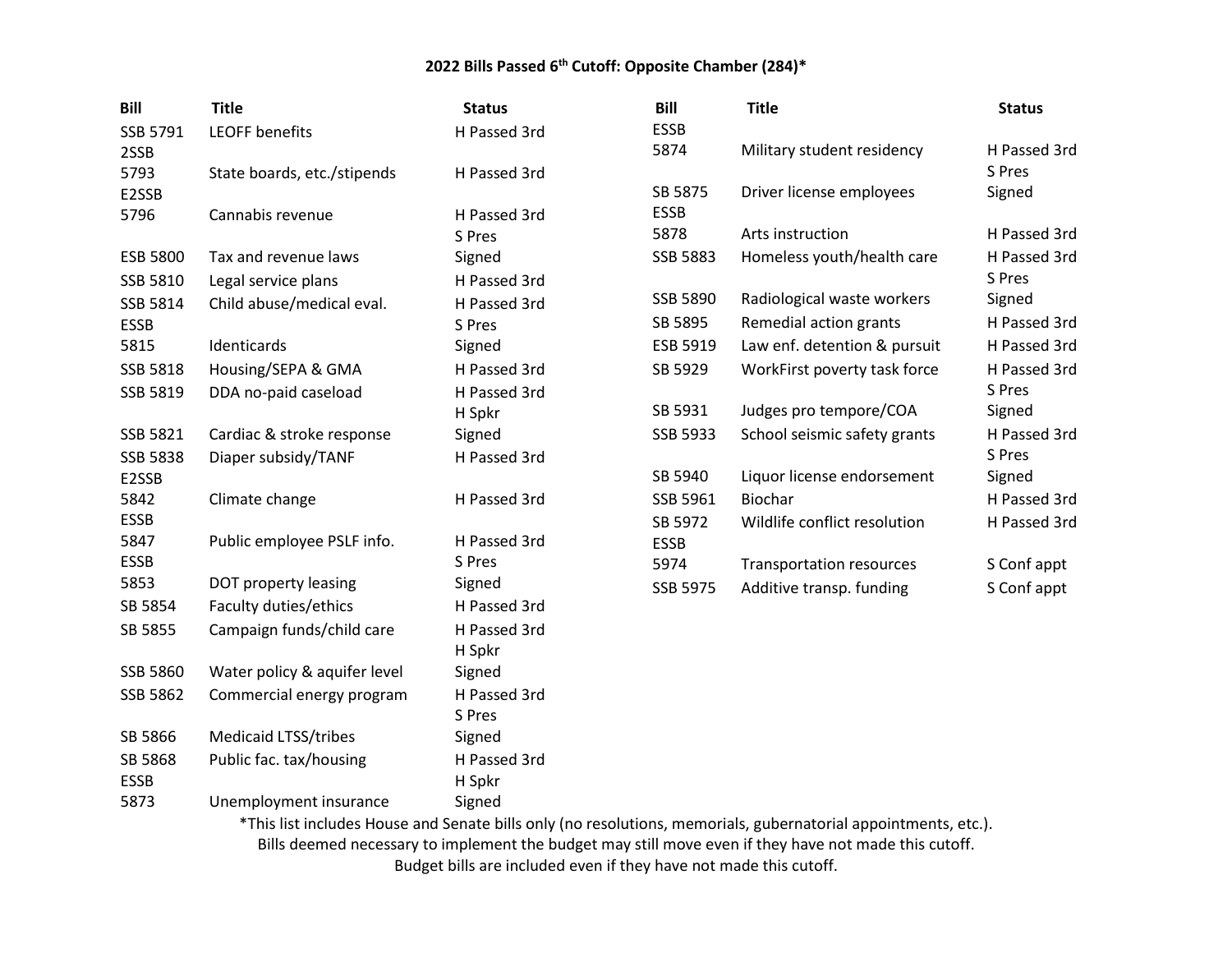**2022 Bills Passed 6th Cutoff: Opposite Chamber (284)***

| Bill | Title | Status |
|---|---|---|
| SSB 5791 | LEOFF benefits | H Passed 3rd |
| 2SSB 5793 | State boards, etc./stipends | H Passed 3rd |
| E2SSB 5796 | Cannabis revenue | H Passed 3rd |
| ESB 5800 | Tax and revenue laws | S Pres Signed |
| SSB 5810 | Legal service plans | H Passed 3rd |
| SSB 5814 | Child abuse/medical eval. | H Passed 3rd |
| ESSB 5815 | Identicards | S Pres Signed |
| SSB 5818 | Housing/SEPA & GMA | H Passed 3rd |
| SSB 5819 | DDA no-paid caseload | H Passed 3rd |
| SSB 5821 | Cardiac & stroke response | H Spkr Signed |
| SSB 5838 | Diaper subsidy/TANF | H Passed 3rd |
| E2SSB 5842 | Climate change | H Passed 3rd |
| ESSB 5847 | Public employee PSLF info. | H Passed 3rd |
| ESSB 5853 | DOT property leasing | S Pres Signed |
| SB 5854 | Faculty duties/ethics | H Passed 3rd |
| SB 5855 | Campaign funds/child care | H Passed 3rd |
| SSB 5860 | Water policy & aquifer level | H Spkr Signed |
| SSB 5862 | Commercial energy program | H Passed 3rd |
| SB 5866 | Medicaid LTSS/tribes | S Pres Signed |
| SB 5868 | Public fac. tax/housing | H Passed 3rd |
| ESSB 5873 | Unemployment insurance | H Spkr Signed |
| ESSB 5874 | Military student residency | H Passed 3rd |
| SB 5875 | Driver license employees | S Pres Signed |
| ESSB 5878 | Arts instruction | H Passed 3rd |
| SSB 5883 | Homeless youth/health care | H Passed 3rd |
| SSB 5890 | Radiological waste workers | S Pres Signed |
| SB 5895 | Remedial action grants | H Passed 3rd |
| ESB 5919 | Law enf. detention & pursuit | H Passed 3rd |
| SB 5929 | WorkFirst poverty task force | H Passed 3rd |
| SB 5931 | Judges pro tempore/COA | S Pres Signed |
| SSB 5933 | School seismic safety grants | H Passed 3rd |
| SB 5940 | Liquor license endorsement | S Pres Signed |
| SSB 5961 | Biochar | H Passed 3rd |
| SB 5972 | Wildlife conflict resolution | H Passed 3rd |
| ESSB 5974 | Transportation resources | S Conf appt |
| SSB 5975 | Additive transp. funding | S Conf appt |

*This list includes House and Senate bills only (no resolutions, memorials, gubernatorial appointments, etc.).
Bills deemed necessary to implement the budget may still move even if they have not made this cutoff.
Budget bills are included even if they have not made this cutoff.